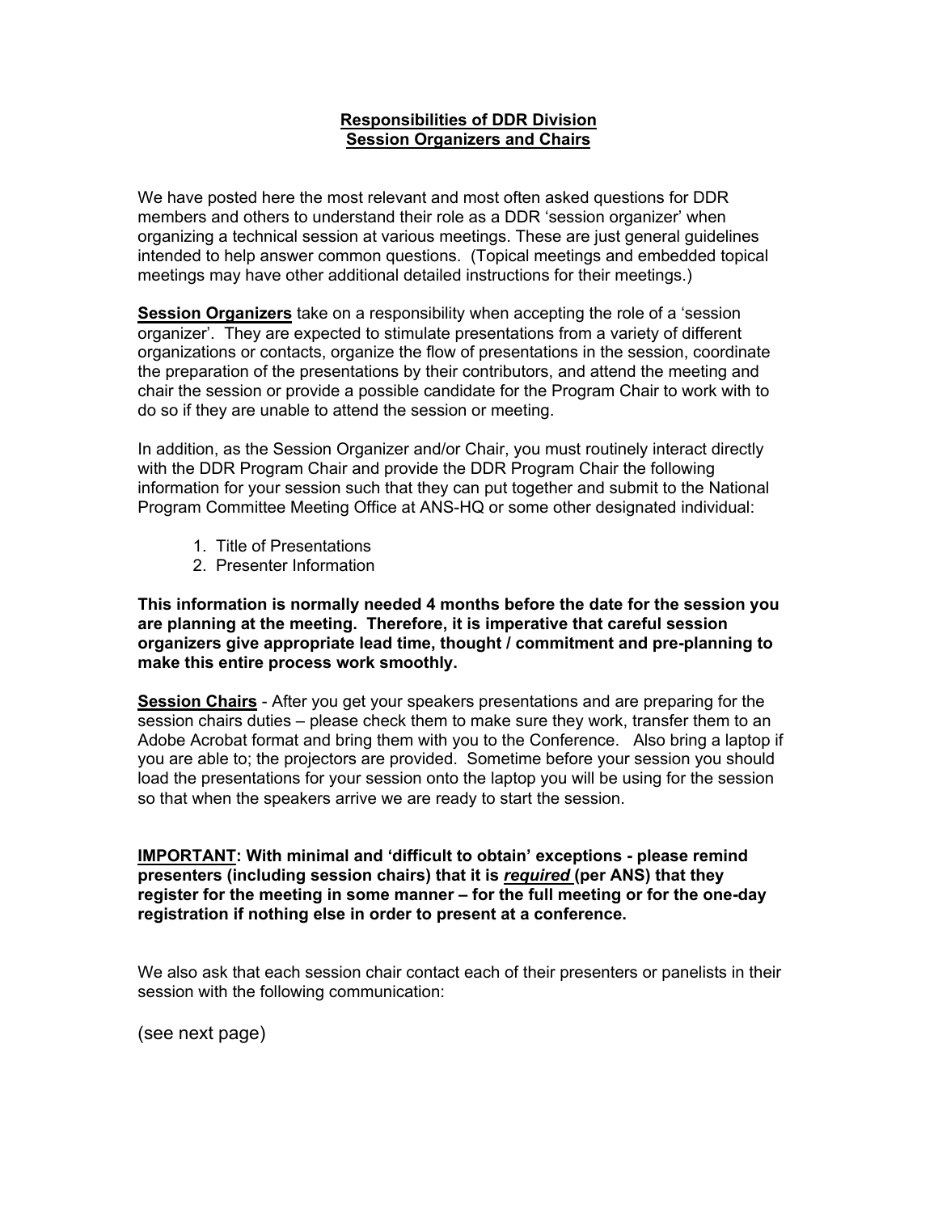# Responsibilities of DDR Division
# Session Organizers and Chairs

We have posted here the most relevant and most often asked questions for DDR members and others to understand their role as a DDR 'session organizer' when organizing a technical session at various meetings. These are just general guidelines intended to help answer common questions. (Topical meetings and embedded topical meetings may have other additional detailed instructions for their meetings.)

**Session Organizers** take on a responsibility when accepting the role of a 'session organizer'. They are expected to stimulate presentations from a variety of different organizations or contacts, organize the flow of presentations in the session, coordinate the preparation of the presentations by their contributors, and attend the meeting and chair the session or provide a possible candidate for the Program Chair to work with to do so if they are unable to attend the session or meeting.

In addition, as the Session Organizer and/or Chair, you must routinely interact directly with the DDR Program Chair and provide the DDR Program Chair the following information for your session such that they can put together and submit to the National Program Committee Meeting Office at ANS-HQ or some other designated individual:

1. Title of Presentations
2. Presenter Information

**This information is normally needed 4 months before the date for the session you are planning at the meeting. Therefore, it is imperative that careful session organizers give appropriate lead time, thought / commitment and pre-planning to make this entire process work smoothly.**

**Session Chairs** - After you get your speakers presentations and are preparing for the session chairs duties – please check them to make sure they work, transfer them to an Adobe Acrobat format and bring them with you to the Conference. Also bring a laptop if you are able to; the projectors are provided. Sometime before your session you should load the presentations for your session onto the laptop you will be using for the session so that when the speakers arrive we are ready to start the session.

**IMPORTANT: With minimal and 'difficult to obtain' exceptions - please remind presenters (including session chairs) that it is *required* (per ANS) that they register for the meeting in some manner – for the full meeting or for the one-day registration if nothing else in order to present at a conference.**

We also ask that each session chair contact each of their presenters or panelists in their session with the following communication:

(see next page)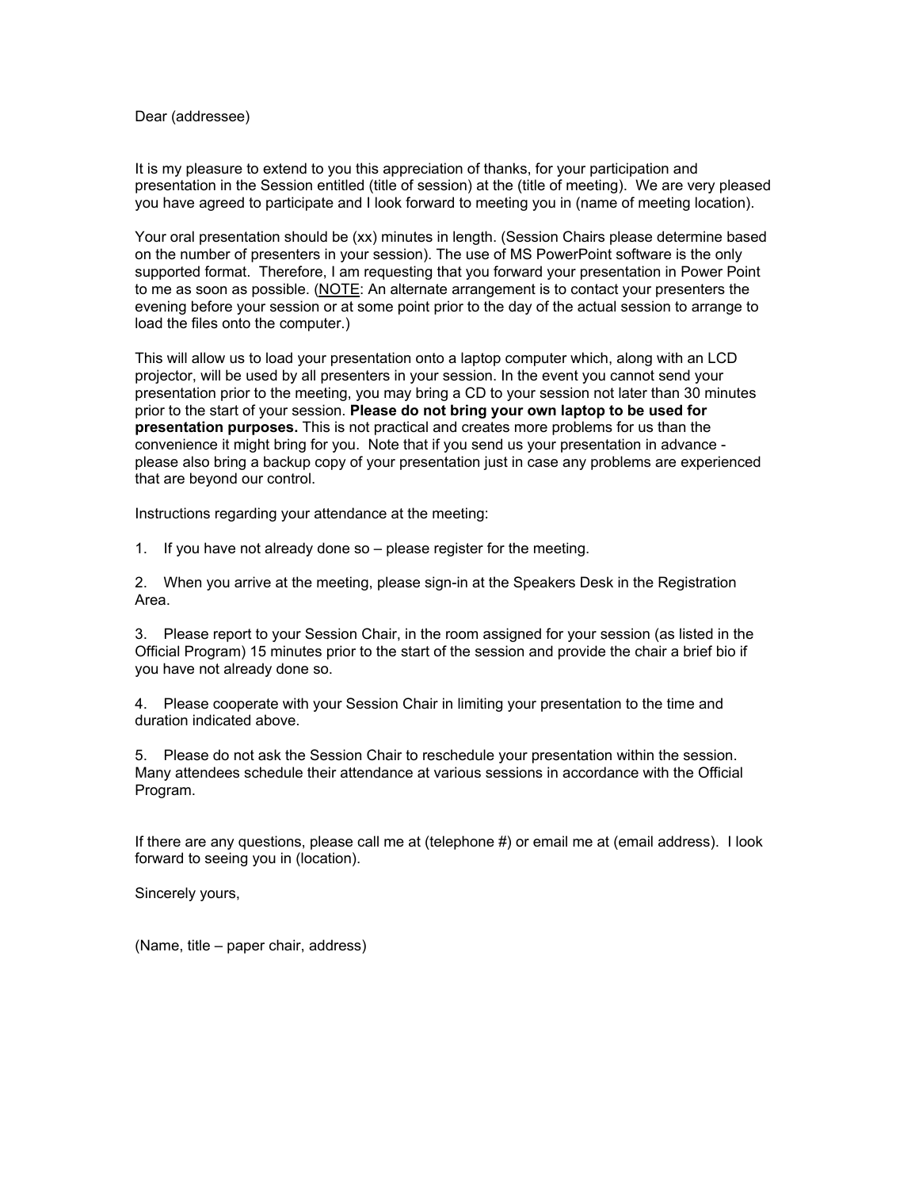Dear (addressee)

It is my pleasure to extend to you this appreciation of thanks, for your participation and presentation in the Session entitled (title of session) at the (title of meeting). We are very pleased you have agreed to participate and I look forward to meeting you in (name of meeting location).

Your oral presentation should be (xx) minutes in length. (Session Chairs please determine based on the number of presenters in your session). The use of MS PowerPoint software is the only supported format. Therefore, I am requesting that you forward your presentation in Power Point to me as soon as possible. (<u>NOTE</u>: An alternate arrangement is to contact your presenters the evening before your session or at some point prior to the day of the actual session to arrange to load the files onto the computer.)

This will allow us to load your presentation onto a laptop computer which, along with an LCD projector, will be used by all presenters in your session. In the event you cannot send your presentation prior to the meeting, you may bring a CD to your session not later than 30 minutes prior to the start of your session. **Please do not bring your own laptop to be used for presentation purposes.** This is not practical and creates more problems for us than the convenience it might bring for you. Note that if you send us your presentation in advance - please also bring a backup copy of your presentation just in case any problems are experienced that are beyond our control.

Instructions regarding your attendance at the meeting:

1. If you have not already done so – please register for the meeting.

2. When you arrive at the meeting, please sign-in at the Speakers Desk in the Registration Area.

3. Please report to your Session Chair, in the room assigned for your session (as listed in the Official Program) 15 minutes prior to the start of the session and provide the chair a brief bio if you have not already done so.

4. Please cooperate with your Session Chair in limiting your presentation to the time and duration indicated above.

5. Please do not ask the Session Chair to reschedule your presentation within the session. Many attendees schedule their attendance at various sessions in accordance with the Official Program.

If there are any questions, please call me at (telephone #) or email me at (email address). I look forward to seeing you in (location).

Sincerely yours,

(Name, title – paper chair, address)